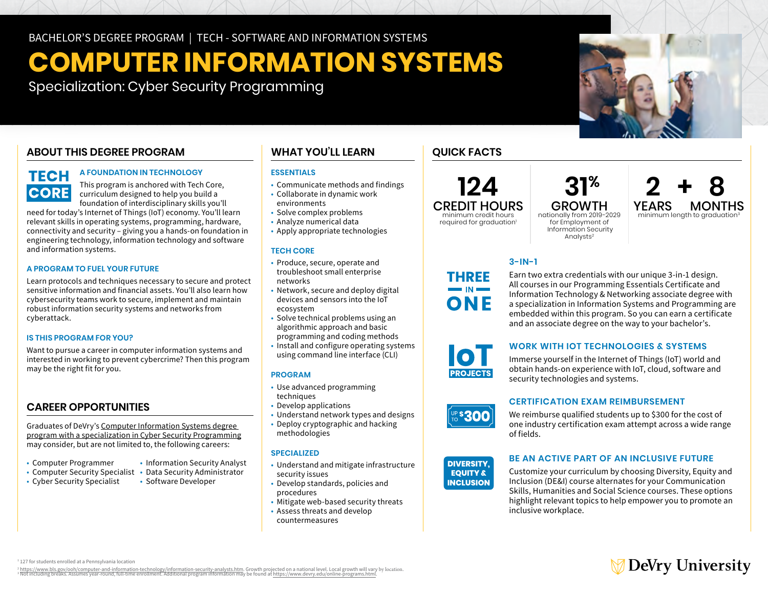BACHELOR'S DEGREE PROGRAM | TECH - SOFTWARE AND INFORMATION SYSTEMS

# COMPUTER INFORMATION SYSTEMS

Specialization: Cyber Security Programming

## ABOUT THIS DEGREE PROGRAM

TECH CORE

### A FOUNDATION IN TECHNOLOGY

This program is anchored with Tech Core, curriculum designed to help you build a foundation of interdisciplinary skills you'll need for today's Internet of Things (IoT) economy. You'll learn relevant skills in operating systems, programming, hardware, connectivity and security – giving you a hands-on foundation in engineering technology, information technology and software and information systems.

### A PROGRAM TO FUEL YOUR FUTURE

Learn protocols and techniques necessary to secure and protect sensitive information and financial assets. You'll also learn how cybersecurity teams work to secure, implement and maintain robust information security systems and networks from cyberattack.

### IS THIS PROGRAM FOR YOU?

Want to pursue a career in computer information systems and interested in working to prevent cybercrime? Then this program may be the right fit for you.

## CAREER OPPORTUNITIES

Graduates of DeVry's Computer Information Systems degree program with a specialization in Cyber Security Programming may consider, but are not limited to, the following careers:

- Computer Programmer
- Computer Security Specialist
- Cyber Security Specialist
- Information Security Analyst
- Data Security Administrator
- Software Developer

## WHAT YOU'LL LEARN

### ESSENTIALS

- Communicate methods and findings
- Collaborate in dynamic work environments
- Solve complex problems
- Analyze numerical data
- Apply appropriate technologies

### TECH CORE

- Produce, secure, operate and troubleshoot small enterprise networks
- Network, secure and deploy digital devices and sensors into the IoT ecosystem
- Solve technical problems using an algorithmic approach and basic programming and coding methods
- Install and configure operating systems using command line interface (CLI)

### PROGRAM

- Use advanced programming techniques
- Develop applications
- Understand network types and designs
- Deploy cryptographic and hacking methodologies

### SPECIALIZED

- Understand and mitigate infrastructure security issues
- Develop standards, policies and procedures
- Mitigate web-based security threats
- Assess threats and develop countermeasures

## QUICK FACTS

**124** CREDIT HOURS
minimum credit hours required for graduation[1]

**31%** GROWTH
nationally from 2019-2029 for Employment of Information Security Analysts[2]

**2** YEARS + **8** MONTHS
minimum length to graduation[3]

THREE IN ONE

### 3-IN-1

Earn two extra credentials with our unique 3-in-1 design. All courses in our Programming Essentials Certificate and Information Technology & Networking associate degree with a specialization in Information Systems and Programming are embedded within this program. So you can earn a certificate and an associate degree on the way to your bachelor's.

IoT PROJECTS

### WORK WITH IOT TECHNOLOGIES & SYSTEMS

Immerse yourself in the Internet of Things (IoT) world and obtain hands-on experience with IoT, cloud, software and security technologies and systems.

UP TO $300

### CERTIFICATION EXAM REIMBURSEMENT

We reimburse qualified students up to $300 for the cost of one industry certification exam attempt across a wide range of fields.

DIVERSITY, EQUITY & INCLUSION

### BE AN ACTIVE PART OF AN INCLUSIVE FUTURE

Customize your curriculum by choosing Diversity, Equity and Inclusion (DE&I) course alternates for your Communication Skills, Humanities and Social Science courses. These options highlight relevant topics to help empower you to promote an inclusive workplace.

[1] 127 for students enrolled at a Pennsylvania location
[2] https://www.bls.gov/ooh/computer-and-information-technology/information-security-analysts.htm. Growth projected on a national level. Local growth will vary by location.
[3] Not including breaks. Assumes year-round, full-time enrollment. Additional program information may be found at https://www.devry.edu/online-programs.html.

DeVry University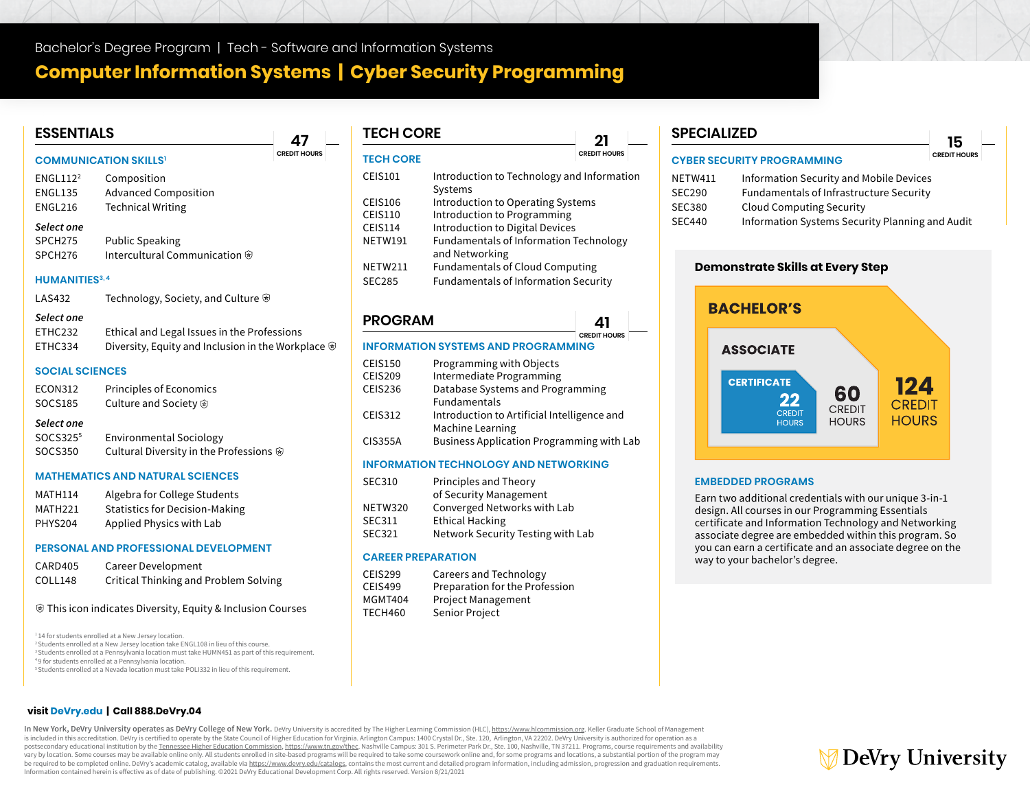Bachelor's Degree Program | Tech - Software and Information Systems

# Computer Information Systems | Cyber Security Programming

## ESSENTIALS

**47** CREDIT HOURS

### COMMUNICATION SKILLS[1]

| | |
|---|---|
| ENGL112[2] | Composition |
| ENGL135 | Advanced Composition |
| ENGL216 | Technical Writing |

*Select one*

| | |
|---|---|
| SPCH275 | Public Speaking |
| SPCH276 | Intercultural Communication ⊛ |

### HUMANITIES[3, 4]

| | |
|---|---|
| LAS432 | Technology, Society, and Culture ⊛ |

*Select one*

| | |
|---|---|
| ETHC232 | Ethical and Legal Issues in the Professions |
| ETHC334 | Diversity, Equity and Inclusion in the Workplace ⊛ |

### SOCIAL SCIENCES

| | |
|---|---|
| ECON312 | Principles of Economics |
| SOCS185 | Culture and Society ⊛ |

*Select one*

| | |
|---|---|
| SOCS325[5] | Environmental Sociology |
| SOCS350 | Cultural Diversity in the Professions ⊛ |

### MATHEMATICS AND NATURAL SCIENCES

| | |
|---|---|
| MATH114 | Algebra for College Students |
| MATH221 | Statistics for Decision-Making |
| PHYS204 | Applied Physics with Lab |

### PERSONAL AND PROFESSIONAL DEVELOPMENT

| | |
|---|---|
| CARD405 | Career Development |
| COLL148 | Critical Thinking and Problem Solving |

⊛ This icon indicates Diversity, Equity & Inclusion Courses

[1] 14 for students enrolled at a New Jersey location.
[2] Students enrolled at a New Jersey location take ENGL108 in lieu of this course.
[3] Students enrolled at a Pennsylvania location must take HUMN451 as part of this requirement.
[4] 9 for students enrolled at a Pennsylvania location.
[5] Students enrolled at a Nevada location must take POLI332 in lieu of this requirement.

## TECH CORE

**21** CREDIT HOURS

### TECH CORE

| | |
|---|---|
| CEIS101 | Introduction to Technology and Information Systems |
| CEIS106 | Introduction to Operating Systems |
| CEIS110 | Introduction to Programming |
| CEIS114 | Introduction to Digital Devices |
| NETW191 | Fundamentals of Information Technology and Networking |
| NETW211 | Fundamentals of Cloud Computing |
| SEC285 | Fundamentals of Information Security |

## PROGRAM

**41** CREDIT HOURS

### INFORMATION SYSTEMS AND PROGRAMMING

| | |
|---|---|
| CEIS150 | Programming with Objects |
| CEIS209 | Intermediate Programming |
| CEIS236 | Database Systems and Programming Fundamentals |
| CEIS312 | Introduction to Artificial Intelligence and Machine Learning |
| CIS355A | Business Application Programming with Lab |

### INFORMATION TECHNOLOGY AND NETWORKING

| | |
|---|---|
| SEC310 | Principles and Theory of Security Management |
| NETW320 | Converged Networks with Lab |
| SEC311 | Ethical Hacking |
| SEC321 | Network Security Testing with Lab |

### CAREER PREPARATION

| | |
|---|---|
| CEIS299 | Careers and Technology |
| CEIS499 | Preparation for the Profession |
| MGMT404 | Project Management |
| TECH460 | Senior Project |

## SPECIALIZED

**15** CREDIT HOURS

### CYBER SECURITY PROGRAMMING

| | |
|---|---|
| NETW411 | Information Security and Mobile Devices |
| SEC290 | Fundamentals of Infrastructure Security |
| SEC380 | Cloud Computing Security |
| SEC440 | Information Systems Security Planning and Audit |

### Demonstrate Skills at Every Step

BACHELOR'S — 124 CREDIT HOURS

ASSOCIATE — 60 CREDIT HOURS

CERTIFICATE — 22 CREDIT HOURS

### EMBEDDED PROGRAMS

Earn two additional credentials with our unique 3-in-1 design. All courses in our Programming Essentials certificate and Information Technology and Networking associate degree are embedded within this program. So you can earn a certificate and an associate degree on the way to your bachelor's degree.

visit DeVry.edu | Call 888.DeVry.04

**In New York, DeVry University operates as DeVry College of New York.** DeVry University is accredited by The Higher Learning Commission (HLC), https://www.hlcommission.org. Keller Graduate School of Management is included in this accreditation. DeVry is certified to operate by the State Council of Higher Education for Virginia. Arlington Campus: 1400 Crystal Dr., Ste. 120, Arlington, VA 22202. DeVry University is authorized for operation as a postsecondary educational institution by the Tennessee Higher Education Commission, https://www.tn.gov/thec. Nashville Campus: 301 S. Perimeter Park Dr., Ste. 100, Nashville, TN 37211. Programs, course requirements and availability vary by location. Some courses may be available online only. All students enrolled in site-based programs will be required to take some coursework online and, for some programs and locations, a substantial portion of the program may be required to be completed online. DeVry's academic catalog, available via https://www.devry.edu/catalogs, contains the most current and detailed program information, including admission, progression and graduation requirements. Information contained herein is effective as of date of publishing. ©2021 DeVry Educational Development Corp. All rights reserved. Version 8/21/2021

DeVry University